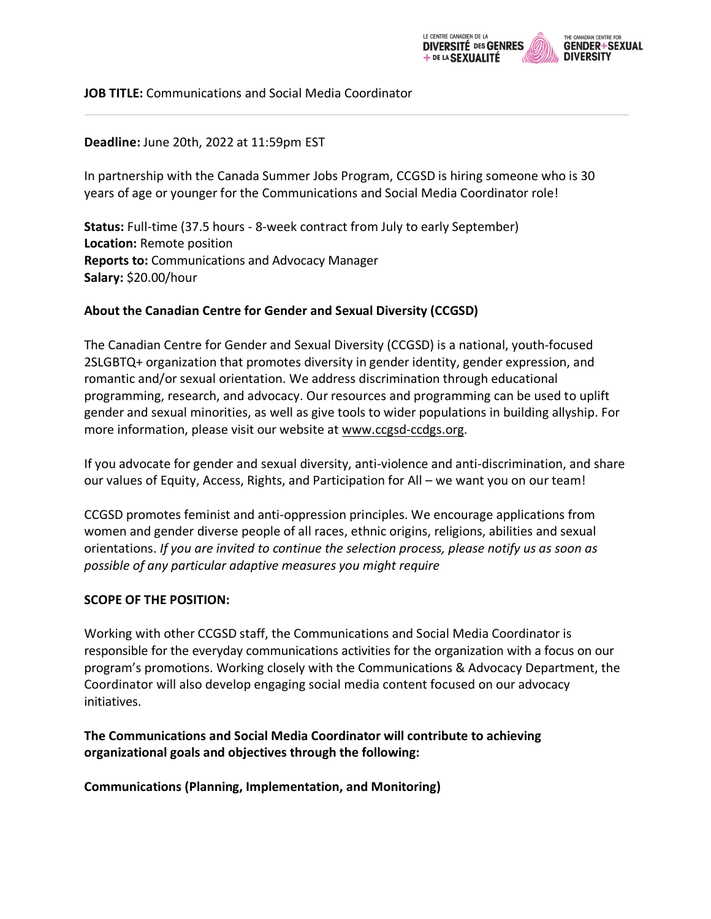**JOB TITLE:** Communications and Social Media Coordinator

---

**Deadline:** June 20th, 2022 at 11:59pm EST

In partnership with the Canada Summer Jobs Program, CCGSD is hiring someone who is 30 years of age or younger for the Communications and Social Media Coordinator role!

**Status:** Full-time (37.5 hours - 8-week contract from July to early September)
**Location:** Remote position
**Reports to:** Communications and Advocacy Manager
**Salary:** $20.00/hour

**About the Canadian Centre for Gender and Sexual Diversity (CCGSD)**

The Canadian Centre for Gender and Sexual Diversity (CCGSD) is a national, youth-focused 2SLGBTQ+ organization that promotes diversity in gender identity, gender expression, and romantic and/or sexual orientation. We address discrimination through educational programming, research, and advocacy. Our resources and programming can be used to uplift gender and sexual minorities, as well as give tools to wider populations in building allyship. For more information, please visit our website at www.ccgsd-ccdgs.org.

If you advocate for gender and sexual diversity, anti-violence and anti-discrimination, and share our values of Equity, Access, Rights, and Participation for All – we want you on our team!

CCGSD promotes feminist and anti-oppression principles. We encourage applications from women and gender diverse people of all races, ethnic origins, religions, abilities and sexual orientations. *If you are invited to continue the selection process, please notify us as soon as possible of any particular adaptive measures you might require*

**SCOPE OF THE POSITION:**

Working with other CCGSD staff, the Communications and Social Media Coordinator is responsible for the everyday communications activities for the organization with a focus on our program's promotions. Working closely with the Communications & Advocacy Department, the Coordinator will also develop engaging social media content focused on our advocacy initiatives.

**The Communications and Social Media Coordinator will contribute to achieving organizational goals and objectives through the following:**

**Communications (Planning, Implementation, and Monitoring)**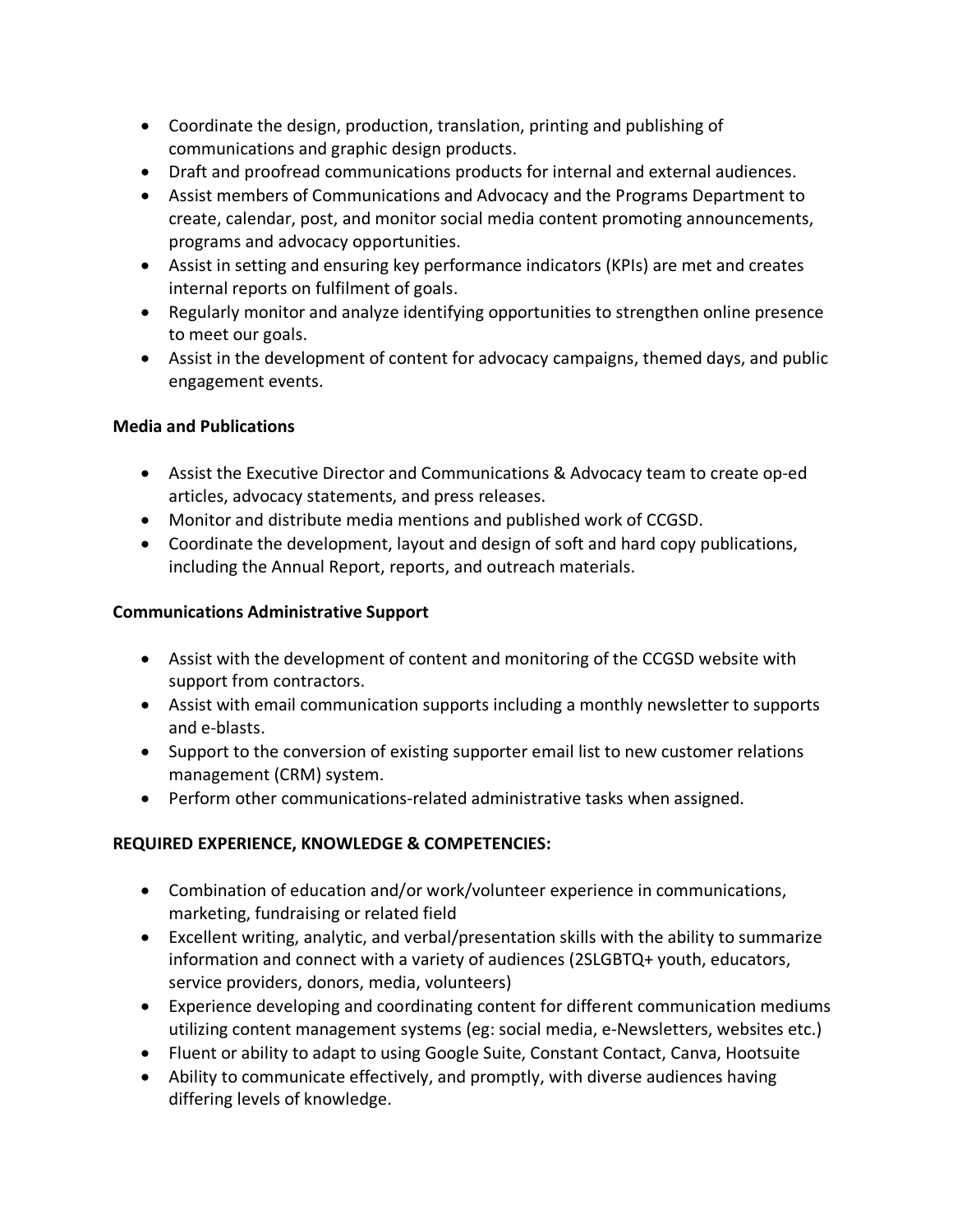- Coordinate the design, production, translation, printing and publishing of communications and graphic design products.
- Draft and proofread communications products for internal and external audiences.
- Assist members of Communications and Advocacy and the Programs Department to create, calendar, post, and monitor social media content promoting announcements, programs and advocacy opportunities.
- Assist in setting and ensuring key performance indicators (KPIs) are met and creates internal reports on fulfilment of goals.
- Regularly monitor and analyze identifying opportunities to strengthen online presence to meet our goals.
- Assist in the development of content for advocacy campaigns, themed days, and public engagement events.

**Media and Publications**

- Assist the Executive Director and Communications & Advocacy team to create op-ed articles, advocacy statements, and press releases.
- Monitor and distribute media mentions and published work of CCGSD.
- Coordinate the development, layout and design of soft and hard copy publications, including the Annual Report, reports, and outreach materials.

**Communications Administrative Support**

- Assist with the development of content and monitoring of the CCGSD website with support from contractors.
- Assist with email communication supports including a monthly newsletter to supports and e-blasts.
- Support to the conversion of existing supporter email list to new customer relations management (CRM) system.
- Perform other communications-related administrative tasks when assigned.

**REQUIRED EXPERIENCE, KNOWLEDGE & COMPETENCIES:**

- Combination of education and/or work/volunteer experience in communications, marketing, fundraising or related field
- Excellent writing, analytic, and verbal/presentation skills with the ability to summarize information and connect with a variety of audiences (2SLGBTQ+ youth, educators, service providers, donors, media, volunteers)
- Experience developing and coordinating content for different communication mediums utilizing content management systems (eg: social media, e-Newsletters, websites etc.)
- Fluent or ability to adapt to using Google Suite, Constant Contact, Canva, Hootsuite
- Ability to communicate effectively, and promptly, with diverse audiences having differing levels of knowledge.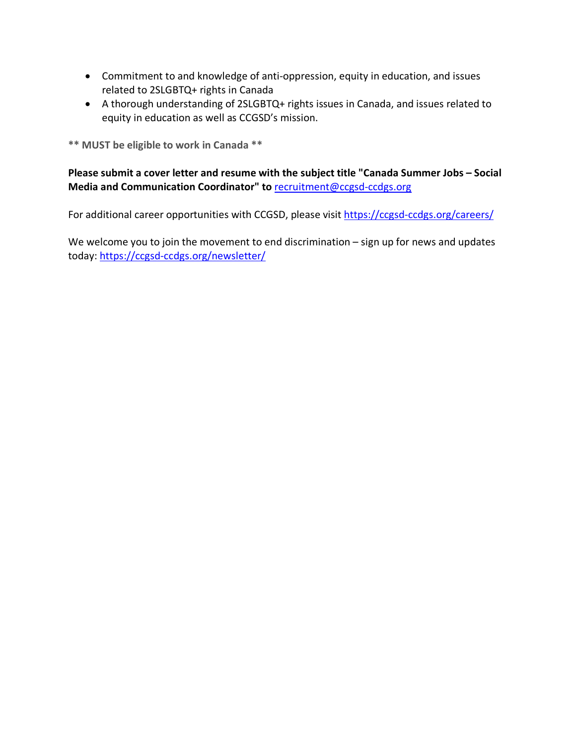- Commitment to and knowledge of anti-oppression, equity in education, and issues related to 2SLGBTQ+ rights in Canada
- A thorough understanding of 2SLGBTQ+ rights issues in Canada, and issues related to equity in education as well as CCGSD's mission.

**** MUST be eligible to work in Canada ****

**Please submit a cover letter and resume with the subject title "Canada Summer Jobs – Social Media and Communication Coordinator" to** recruitment@ccgsd-ccdgs.org

For additional career opportunities with CCGSD, please visit https://ccgsd-ccdgs.org/careers/

We welcome you to join the movement to end discrimination – sign up for news and updates today: https://ccgsd-ccdgs.org/newsletter/